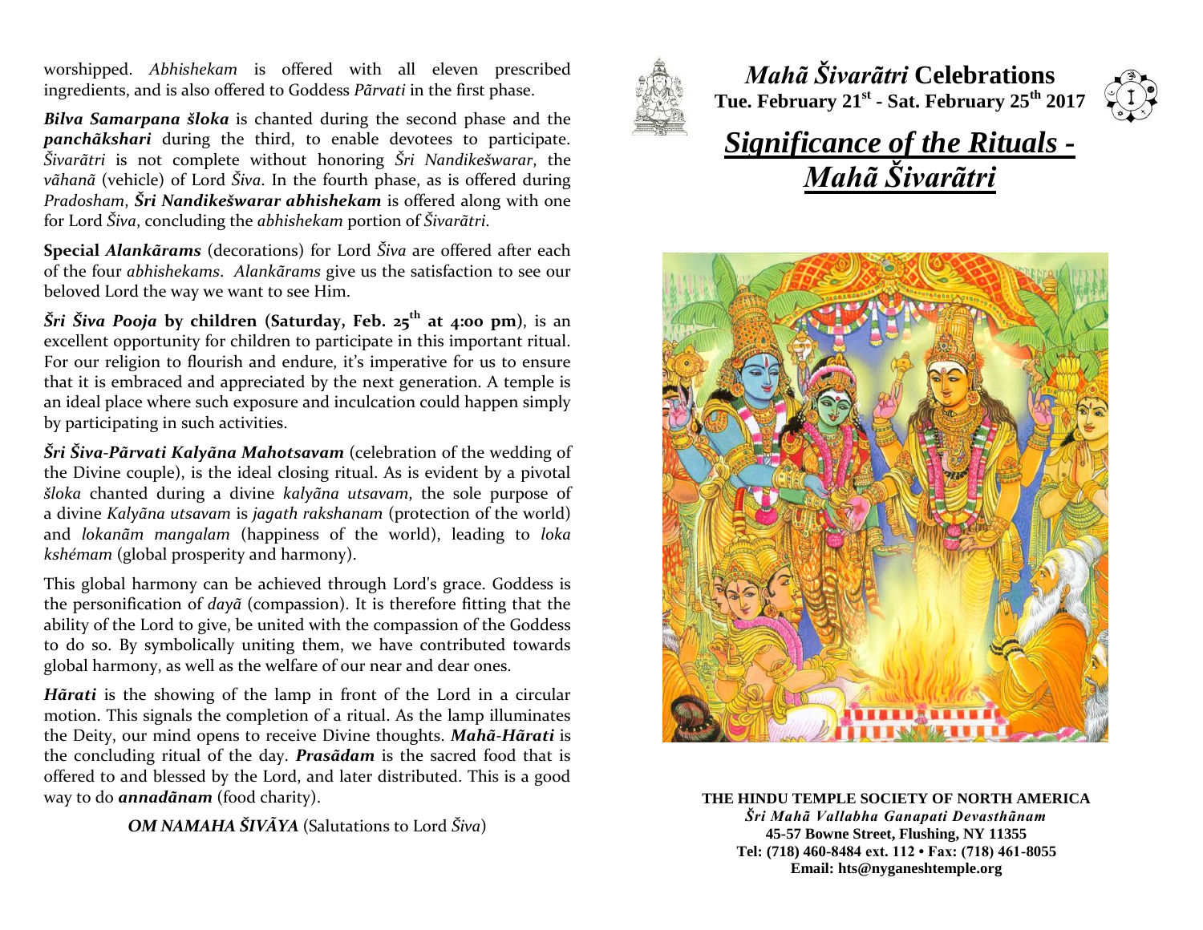worshipped. *Abhishekam* is offered with all eleven prescribed ingredients, and is also offered to Goddess *Pãrvati* in the first phase.

***Bilva Samarpana šloka*** is chanted during the second phase and the ***panchãkshari*** during the third, to enable devotees to participate. *Šivarãtri* is not complete without honoring *Šri Nandikešwarar*, the *vãhanã* (vehicle) of Lord *Šiva*. In the fourth phase, as is offered during *Pradosham*, ***Šri Nandikešwarar abhishekam*** is offered along with one for Lord *Šiva*, concluding the *abhishekam* portion of *Šivarãtri*.

**Special *Alankãrams*** (decorations) for Lord *Šiva* are offered after each of the four *abhishekams*. *Alankãrams* give us the satisfaction to see our beloved Lord the way we want to see Him.

***Šri Šiva Pooja* by children (Saturday, Feb. 25th at 4:00 pm)**, is an excellent opportunity for children to participate in this important ritual. For our religion to flourish and endure, it's imperative for us to ensure that it is embraced and appreciated by the next generation. A temple is an ideal place where such exposure and inculcation could happen simply by participating in such activities.

***Šri Šiva-Pãrvati Kalyãna Mahotsavam*** (celebration of the wedding of the Divine couple), is the ideal closing ritual. As is evident by a pivotal *šloka* chanted during a divine *kalyãna utsavam*, the sole purpose of a divine *Kalyãna utsavam* is *jagath rakshanam* (protection of the world) and *lokanãm mangalam* (happiness of the world), leading to *loka kshémam* (global prosperity and harmony).

This global harmony can be achieved through Lord's grace. Goddess is the personification of *dayã* (compassion). It is therefore fitting that the ability of the Lord to give, be united with the compassion of the Goddess to do so. By symbolically uniting them, we have contributed towards global harmony, as well as the welfare of our near and dear ones.

***Hãrati*** is the showing of the lamp in front of the Lord in a circular motion. This signals the completion of a ritual. As the lamp illuminates the Deity, our mind opens to receive Divine thoughts. ***Mahã-Hãrati*** is the concluding ritual of the day. ***Prasãdam*** is the sacred food that is offered to and blessed by the Lord, and later distributed. This is a good way to do ***annadãnam*** (food charity).

***OM NAMAHA ŠIVÃYA*** (Salutations to Lord *Šiva*)

# *Mahã Šivarãtri* Celebrations

**Tue. February 21st - Sat. February 25th 2017**

# *Significance of the Rituals - Mahã Šivarãtri*

**THE HINDU TEMPLE SOCIETY OF NORTH AMERICA**

***Šri Mahã Vallabha Ganapati Devasthãnam***

**45-57 Bowne Street, Flushing, NY 11355**

**Tel: (718) 460-8484 ext. 112 • Fax: (718) 461-8055**

**Email: hts@nyganeshtemple.org**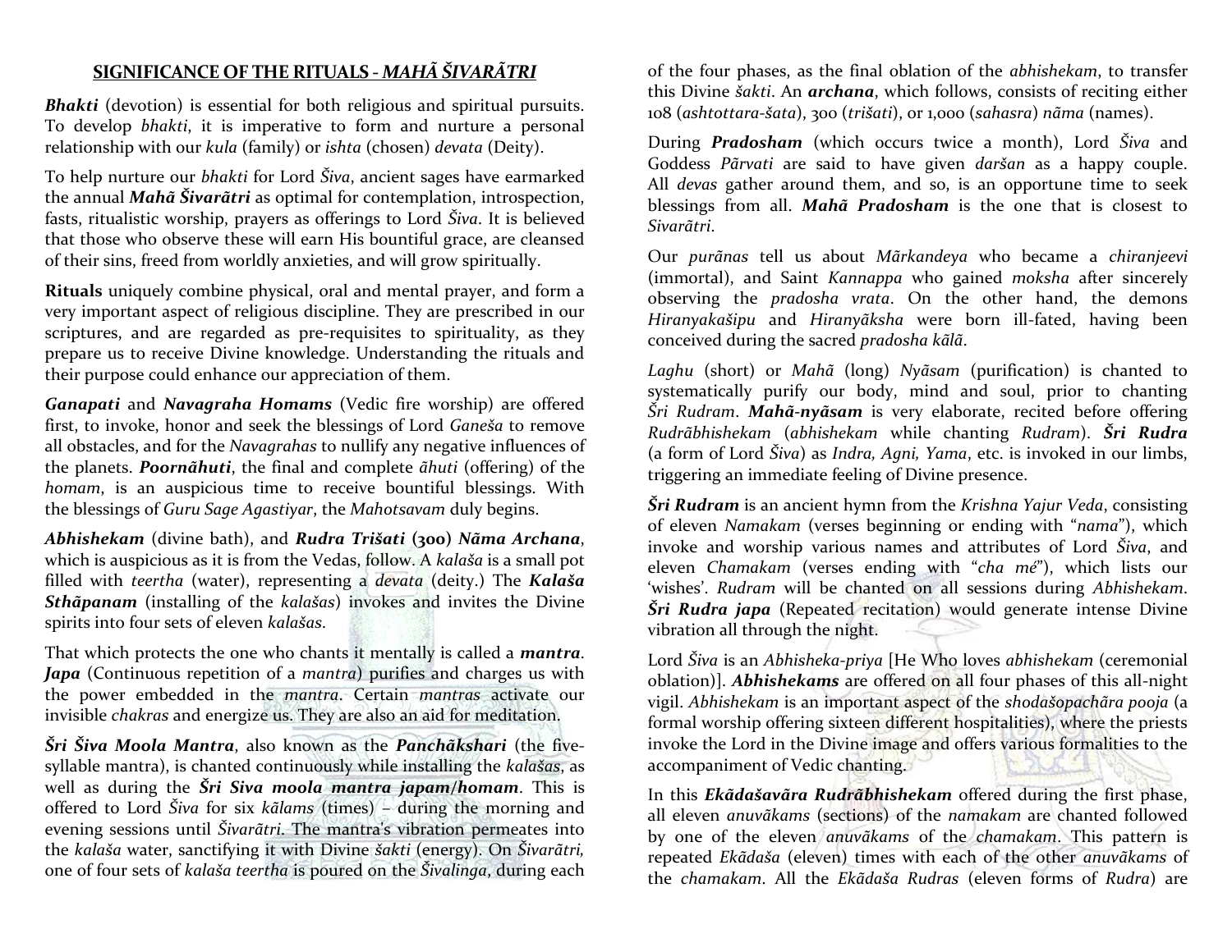## SIGNIFICANCE OF THE RITUALS - *MAHÃ ŠIVARÃTRI*

***Bhakti*** (devotion) is essential for both religious and spiritual pursuits. To develop *bhakti*, it is imperative to form and nurture a personal relationship with our *kula* (family) or *ishta* (chosen) *devata* (Deity).

To help nurture our *bhakti* for Lord *Šiva*, ancient sages have earmarked the annual ***Mahã Šivarãtri*** as optimal for contemplation, introspection, fasts, ritualistic worship, prayers as offerings to Lord *Šiva*. It is believed that those who observe these will earn His bountiful grace, are cleansed of their sins, freed from worldly anxieties, and will grow spiritually.

**Rituals** uniquely combine physical, oral and mental prayer, and form a very important aspect of religious discipline. They are prescribed in our scriptures, and are regarded as pre-requisites to spirituality, as they prepare us to receive Divine knowledge. Understanding the rituals and their purpose could enhance our appreciation of them.

***Ganapati*** and ***Navagraha Homams*** (Vedic fire worship) are offered first, to invoke, honor and seek the blessings of Lord *Ganeša* to remove all obstacles, and for the *Navagrahas* to nullify any negative influences of the planets. ***Poornãhuti***, the final and complete *ãhuti* (offering) of the *homam*, is an auspicious time to receive bountiful blessings. With the blessings of *Guru Sage Agastiyar*, the *Mahotsavam* duly begins.

***Abhishekam*** (divine bath), and ***Rudra Trišati* (300) *Nãma Archana***, which is auspicious as it is from the Vedas, follow. A *kalaša* is a small pot filled with *teertha* (water), representing a *devata* (deity.) The ***Kalaša Sthãpanam*** (installing of the *kalašas*) invokes and invites the Divine spirits into four sets of eleven *kalašas*.

That which protects the one who chants it mentally is called a ***mantra***. ***Japa*** (Continuous repetition of a *mantra*) purifies and charges us with the power embedded in the *mantra*. Certain *mantras* activate our invisible *chakras* and energize us. They are also an aid for meditation.

***Šri Šiva Moola Mantra***, also known as the ***Panchãkshari*** (the five-syllable mantra), is chanted continuously while installing the *kalašas*, as well as during the ***Šri Siva moola mantra japam/homam***. This is offered to Lord *Šiva* for six *kãlams* (times) – during the morning and evening sessions until *Šivarãtri*. The mantra's vibration permeates into the *kalaša* water, sanctifying it with Divine *šakti* (energy). On *Šivarãtri,* one of four sets of *kalaša teertha* is poured on the *Šivalinga*, during each of the four phases, as the final oblation of the *abhishekam*, to transfer this Divine *šakti*. An ***archana***, which follows, consists of reciting either 108 (*ashtottara-šata*), 300 (*trišati*), or 1,000 (*sahasra*) *nãma* (names).

During ***Pradosham*** (which occurs twice a month), Lord *Šiva* and Goddess *Pãrvati* are said to have given *daršan* as a happy couple. All *devas* gather around them, and so, is an opportune time to seek blessings from all. ***Mahã Pradosham*** is the one that is closest to *Sivarãtri*.

Our *purãnas* tell us about *Mãrkandeya* who became a *chiranjeevi* (immortal), and Saint *Kannappa* who gained *moksha* after sincerely observing the *pradosha vrata*. On the other hand, the demons *Hiranyakašipu* and *Hiranyãksha* were born ill-fated, having been conceived during the sacred *pradosha kãlã*.

*Laghu* (short) or *Mahã* (long) *Nyãsam* (purification) is chanted to systematically purify our body, mind and soul, prior to chanting *Šri Rudram*. ***Mahã-nyãsam*** is very elaborate, recited before offering *Rudrãbhishekam* (*abhishekam* while chanting *Rudram*). ***Šri Rudra*** (a form of Lord *Šiva*) as *Indra, Agni, Yama*, etc. is invoked in our limbs, triggering an immediate feeling of Divine presence.

***Šri Rudram*** is an ancient hymn from the *Krishna Yajur Veda*, consisting of eleven *Namakam* (verses beginning or ending with "*nama*"), which invoke and worship various names and attributes of Lord *Šiva*, and eleven *Chamakam* (verses ending with "*cha mé*"), which lists our 'wishes'. *Rudram* will be chanted on all sessions during *Abhishekam*. ***Šri Rudra japa*** (Repeated recitation) would generate intense Divine vibration all through the night.

Lord *Šiva* is an *Abhisheka-priya* [He Who loves *abhishekam* (ceremonial oblation)]. ***Abhishekams*** are offered on all four phases of this all-night vigil. *Abhishekam* is an important aspect of the *shodašopachãra pooja* (a formal worship offering sixteen different hospitalities), where the priests invoke the Lord in the Divine image and offers various formalities to the accompaniment of Vedic chanting.

In this ***Ekãdašavãra Rudrãbhishekam*** offered during the first phase, all eleven *anuvãkams* (sections) of the *namakam* are chanted followed by one of the eleven *anuvãkams* of the *chamakam*. This pattern is repeated *Ekãdaša* (eleven) times with each of the other *anuvãkams* of the *chamakam*. All the *Ekãdaša Rudras* (eleven forms of *Rudra*) are